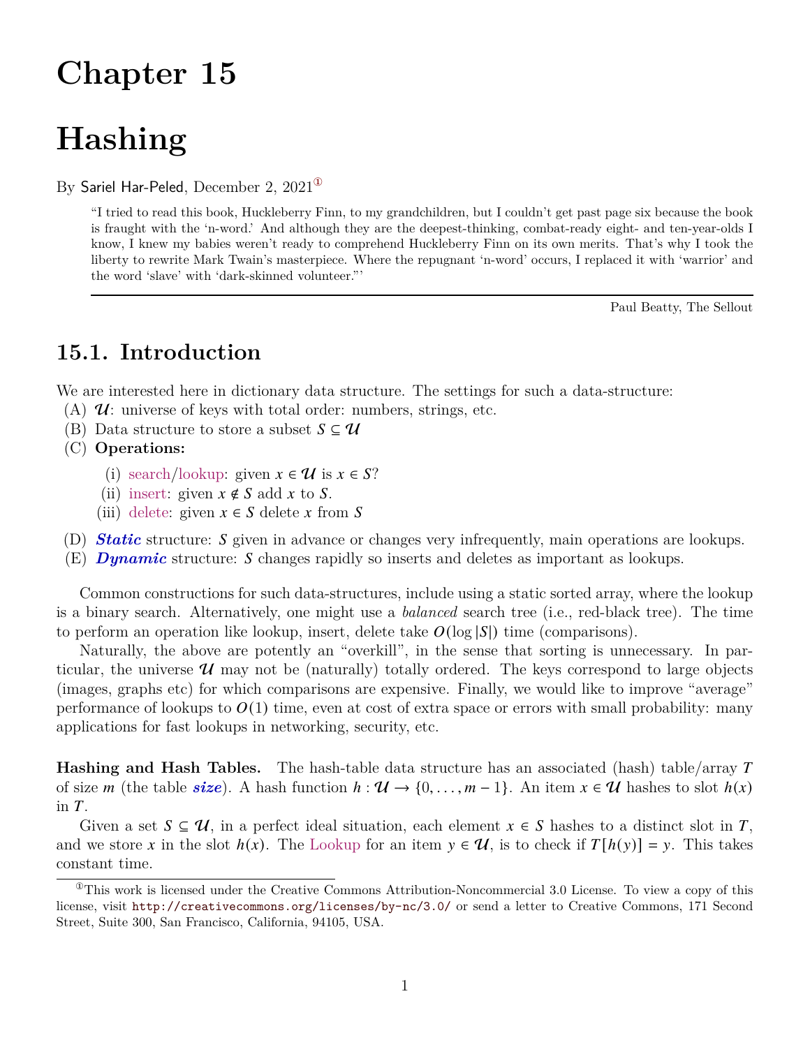# Chapter 15

# Hashing

By Sariel Har-Peled, December 2, 2021[1]

> "I tried to read this book, Huckleberry Finn, to my grandchildren, but I couldn't get past page six because the book is fraught with the 'n-word.' And although they are the deepest-thinking, combat-ready eight- and ten-year-olds I know, I knew my babies weren't ready to comprehend Huckleberry Finn on its own merits. That's why I took the liberty to rewrite Mark Twain's masterpiece. Where the repugnant 'n-word' occurs, I replaced it with 'warrior' and the word 'slave' with 'dark-skinned volunteer."'
>
> Paul Beatty, The Sellout

## 15.1. Introduction

We are interested here in dictionary data structure. The settings for such a data-structure:

(A) $\mathcal{U}$: universe of keys with total order: numbers, strings, etc.
(B) Data structure to store a subset $S \subseteq \mathcal{U}$
(C) **Operations:**
  (i) search/lookup: given $x \in \mathcal{U}$ is $x \in S$?
  (ii) insert: given $x \notin S$ add $x$ to $S$.
  (iii) delete: given $x \in S$ delete $x$ from $S$
(D) ***Static*** structure: $S$ given in advance or changes very infrequently, main operations are lookups.
(E) ***Dynamic*** structure: $S$ changes rapidly so inserts and deletes as important as lookups.

Common constructions for such data-structures, include using a static sorted array, where the lookup is a binary search. Alternatively, one might use a *balanced* search tree (i.e., red-black tree). The time to perform an operation like lookup, insert, delete take $O(\log |S|)$ time (comparisons).

Naturally, the above are potently an "overkill", in the sense that sorting is unnecessary. In particular, the universe $\mathcal{U}$ may not be (naturally) totally ordered. The keys correspond to large objects (images, graphs etc) for which comparisons are expensive. Finally, we would like to improve "average" performance of lookups to $O(1)$ time, even at cost of extra space or errors with small probability: many applications for fast lookups in networking, security, etc.

**Hashing and Hash Tables.** The hash-table data structure has an associated (hash) table/array $T$ of size $m$ (the table ***size***). A hash function $h : \mathcal{U} \to \{0, \ldots, m-1\}$. An item $x \in \mathcal{U}$ hashes to slot $h(x)$ in $T$.

Given a set $S \subseteq \mathcal{U}$, in a perfect ideal situation, each element $x \in S$ hashes to a distinct slot in $T$, and we store $x$ in the slot $h(x)$. The Lookup for an item $y \in \mathcal{U}$, is to check if $T[h(y)] = y$. This takes constant time.

---

[1] This work is licensed under the Creative Commons Attribution-Noncommercial 3.0 License. To view a copy of this license, visit `http://creativecommons.org/licenses/by-nc/3.0/` or send a letter to Creative Commons, 171 Second Street, Suite 300, San Francisco, California, 94105, USA.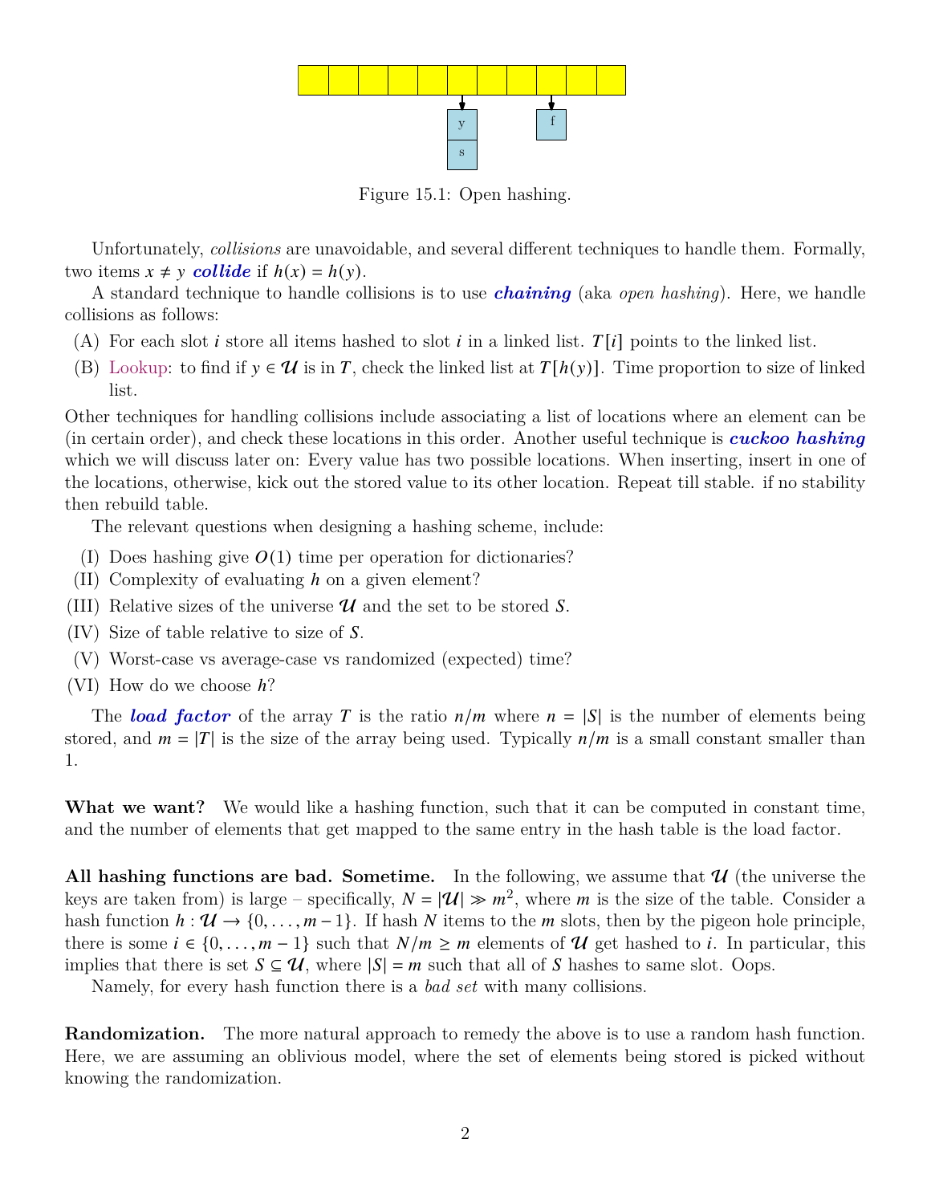Figure 15.1: Open hashing.

Unfortunately, *collisions* are unavoidable, and several different techniques to handle them. Formally, two items $x \neq y$ ***collide*** if $h(x) = h(y)$.

A standard technique to handle collisions is to use ***chaining*** (aka *open hashing*). Here, we handle collisions as follows:

(A) For each slot $i$ store all items hashed to slot $i$ in a linked list. $T[i]$ points to the linked list.

(B) Lookup: to find if $y \in \mathcal{U}$ is in $T$, check the linked list at $T[h(y)]$. Time proportion to size of linked list.

Other techniques for handling collisions include associating a list of locations where an element can be (in certain order), and check these locations in this order. Another useful technique is ***cuckoo hashing*** which we will discuss later on: Every value has two possible locations. When inserting, insert in one of the locations, otherwise, kick out the stored value to its other location. Repeat till stable. if no stability then rebuild table.

The relevant questions when designing a hashing scheme, include:

(I) Does hashing give $O(1)$ time per operation for dictionaries?

(II) Complexity of evaluating $h$ on a given element?

(III) Relative sizes of the universe $\mathcal{U}$ and the set to be stored $S$.

(IV) Size of table relative to size of $S$.

(V) Worst-case vs average-case vs randomized (expected) time?

(VI) How do we choose $h$?

The ***load factor*** of the array $T$ is the ratio $n/m$ where $n = |S|$ is the number of elements being stored, and $m = |T|$ is the size of the array being used. Typically $n/m$ is a small constant smaller than 1.

**What we want?** We would like a hashing function, such that it can be computed in constant time, and the number of elements that get mapped to the same entry in the hash table is the load factor.

**All hashing functions are bad. Sometime.** In the following, we assume that $\mathcal{U}$ (the universe the keys are taken from) is large – specifically, $N = |\mathcal{U}| \gg m^2$, where $m$ is the size of the table. Consider a hash function $h : \mathcal{U} \rightarrow \{0, \ldots, m-1\}$. If hash $N$ items to the $m$ slots, then by the pigeon hole principle, there is some $i \in \{0, \ldots, m-1\}$ such that $N/m \geq m$ elements of $\mathcal{U}$ get hashed to $i$. In particular, this implies that there is set $S \subseteq \mathcal{U}$, where $|S| = m$ such that all of $S$ hashes to same slot. Oops.

Namely, for every hash function there is a *bad set* with many collisions.

**Randomization.** The more natural approach to remedy the above is to use a random hash function. Here, we are assuming an oblivious model, where the set of elements being stored is picked without knowing the randomization.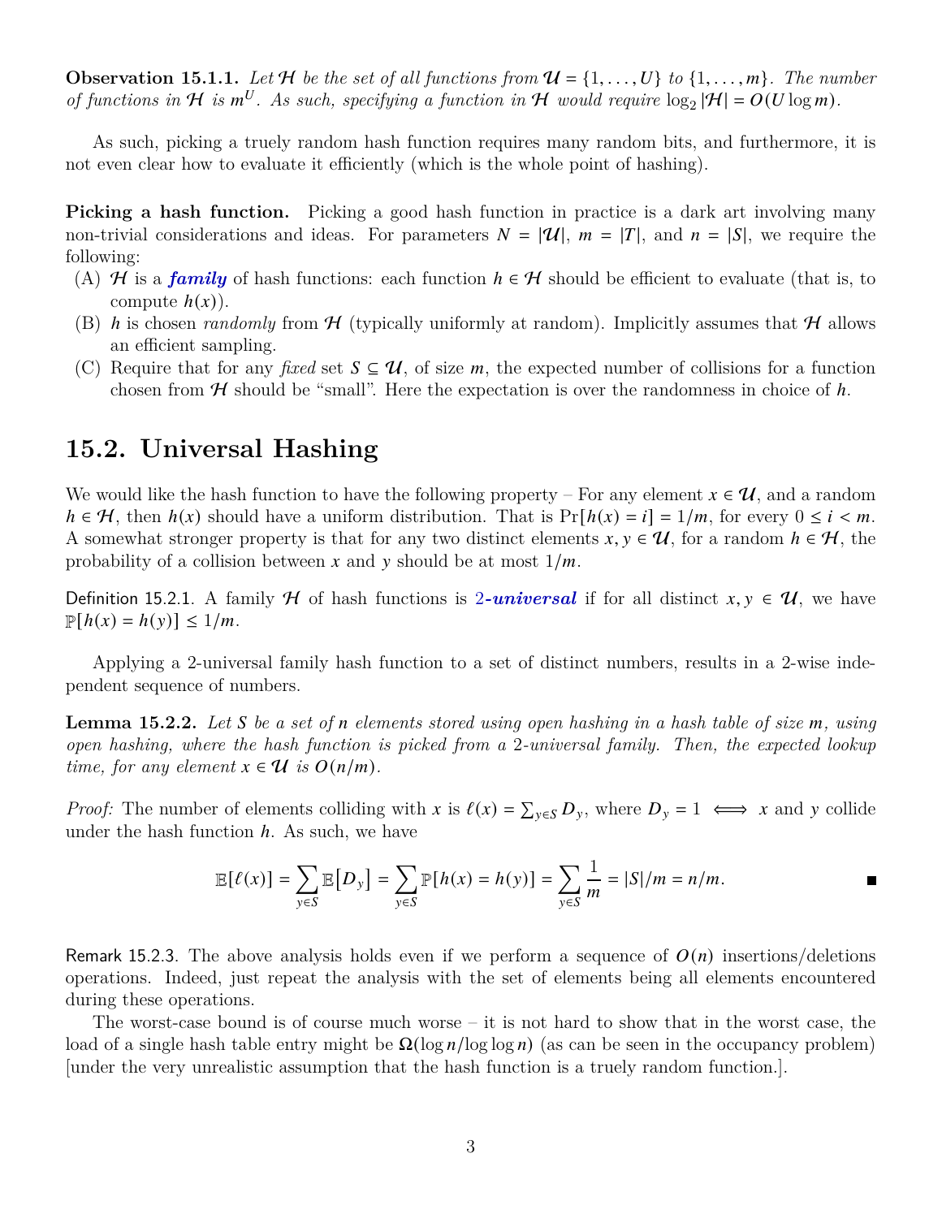**Observation 15.1.1.** *Let $\mathcal{H}$ be the set of all functions from $\mathcal{U} = \{1, \ldots, U\}$ to $\{1, \ldots, m\}$. The number of functions in $\mathcal{H}$ is $m^U$. As such, specifying a function in $\mathcal{H}$ would require $\log_2 |\mathcal{H}| = O(U \log m)$.*

As such, picking a truely random hash function requires many random bits, and furthermore, it is not even clear how to evaluate it efficiently (which is the whole point of hashing).

**Picking a hash function.** Picking a good hash function in practice is a dark art involving many non-trivial considerations and ideas. For parameters $N = |\mathcal{U}|$, $m = |T|$, and $n = |S|$, we require the following:

(A) $\mathcal{H}$ is a ***family*** of hash functions: each function $h \in \mathcal{H}$ should be efficient to evaluate (that is, to compute $h(x)$).

(B) $h$ is chosen *randomly* from $\mathcal{H}$ (typically uniformly at random). Implicitly assumes that $\mathcal{H}$ allows an efficient sampling.

(C) Require that for any *fixed* set $S \subseteq \mathcal{U}$, of size $m$, the expected number of collisions for a function chosen from $\mathcal{H}$ should be "small". Here the expectation is over the randomness in choice of $h$.

## 15.2. Universal Hashing

We would like the hash function to have the following property – For any element $x \in \mathcal{U}$, and a random $h \in \mathcal{H}$, then $h(x)$ should have a uniform distribution. That is $\Pr[h(x) = i] = 1/m$, for every $0 \le i < m$. A somewhat stronger property is that for any two distinct elements $x, y \in \mathcal{U}$, for a random $h \in \mathcal{H}$, the probability of a collision between $x$ and $y$ should be at most $1/m$.

Definition 15.2.1. A family $\mathcal{H}$ of hash functions is 2-***universal*** if for all distinct $x, y \in \mathcal{U}$, we have $\mathbb{P}[h(x) = h(y)] \le 1/m$.

Applying a 2-universal family hash function to a set of distinct numbers, results in a 2-wise independent sequence of numbers.

**Lemma 15.2.2.** *Let $S$ be a set of $n$ elements stored using open hashing in a hash table of size $m$, using open hashing, where the hash function is picked from a 2-universal family. Then, the expected lookup time, for any element $x \in \mathcal{U}$ is $O(n/m)$.*

*Proof:* The number of elements colliding with $x$ is $\ell(x) = \sum_{y \in S} D_y$, where $D_y = 1 \iff x$ and $y$ collide under the hash function $h$. As such, we have

$$\mathbb{E}[\ell(x)] = \sum_{y \in S} \mathbb{E}\big[D_y\big] = \sum_{y \in S} \mathbb{P}[h(x) = h(y)] = \sum_{y \in S} \frac{1}{m} = |S|/m = n/m.$$

∎

Remark 15.2.3. The above analysis holds even if we perform a sequence of $O(n)$ insertions/deletions operations. Indeed, just repeat the analysis with the set of elements being all elements encountered during these operations.

The worst-case bound is of course much worse – it is not hard to show that in the worst case, the load of a single hash table entry might be $\Omega(\log n / \log \log n)$ (as can be seen in the occupancy problem) [under the very unrealistic assumption that the hash function is a truely random function.].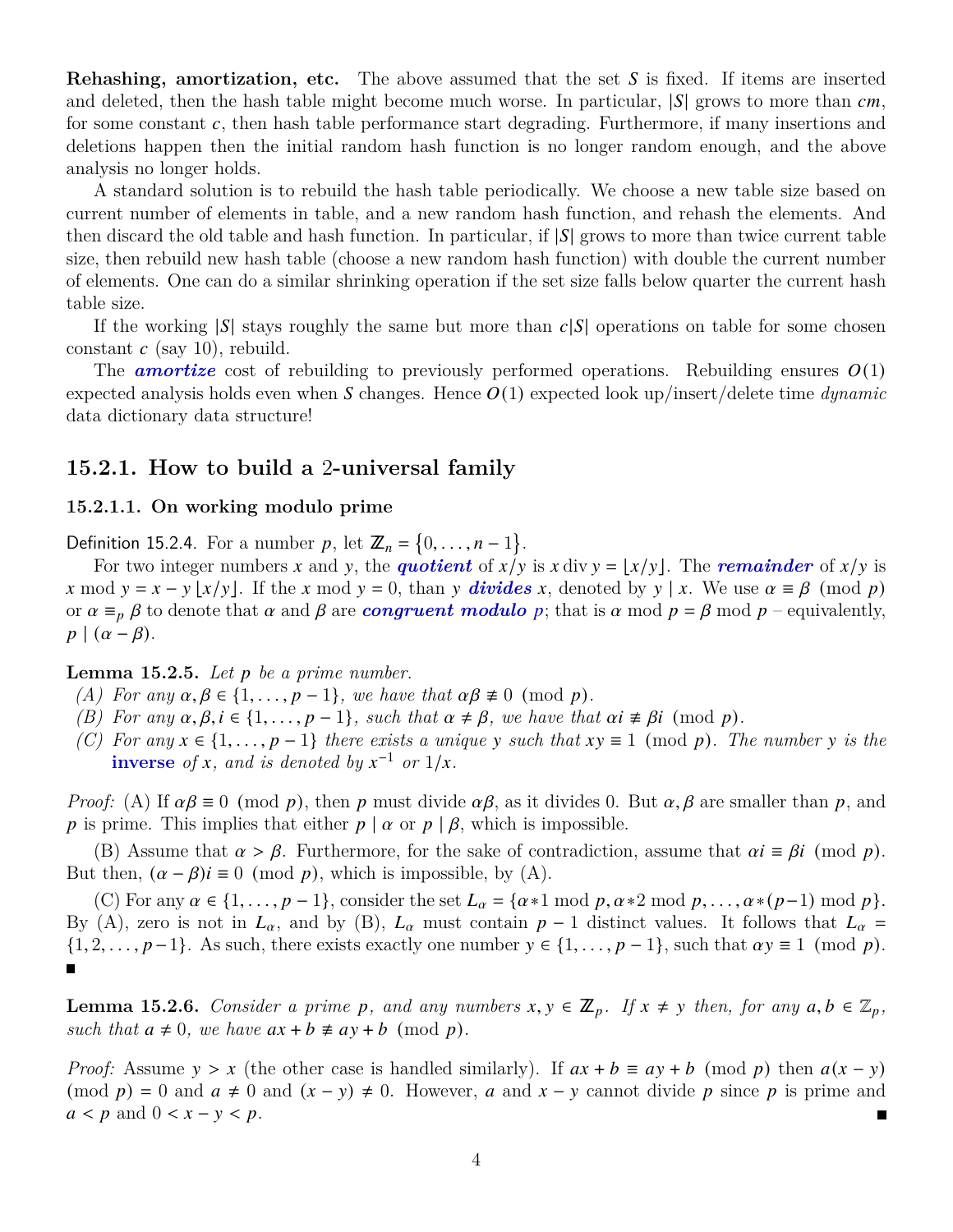**Rehashing, amortization, etc.** The above assumed that the set $S$ is fixed. If items are inserted and deleted, then the hash table might become much worse. In particular, $|S|$ grows to more than $cm$, for some constant $c$, then hash table performance start degrading. Furthermore, if many insertions and deletions happen then the initial random hash function is no longer random enough, and the above analysis no longer holds.

A standard solution is to rebuild the hash table periodically. We choose a new table size based on current number of elements in table, and a new random hash function, and rehash the elements. And then discard the old table and hash function. In particular, if $|S|$ grows to more than twice current table size, then rebuild new hash table (choose a new random hash function) with double the current number of elements. One can do a similar shrinking operation if the set size falls below quarter the current hash table size.

If the working $|S|$ stays roughly the same but more than $c|S|$ operations on table for some chosen constant $c$ (say 10), rebuild.

The ***amortize*** cost of rebuilding to previously performed operations. Rebuilding ensures $O(1)$ expected analysis holds even when $S$ changes. Hence $O(1)$ expected look up/insert/delete time *dynamic* data dictionary data structure!

## 15.2.1. How to build a 2-universal family

### 15.2.1.1. On working modulo prime

Definition 15.2.4. For a number $p$, let $\mathbb{Z}_n = \{0, \ldots, n-1\}$.

For two integer numbers $x$ and $y$, the ***quotient*** of $x/y$ is $x \operatorname{div} y = \lfloor x/y \rfloor$. The ***remainder*** of $x/y$ is $x \bmod y = x - y\lfloor x/y \rfloor$. If the $x \bmod y = 0$, than $y$ ***divides*** $x$, denoted by $y \mid x$. We use $\alpha \equiv \beta \pmod p$ or $\alpha \equiv_p \beta$ to denote that $\alpha$ and $\beta$ are ***congruent modulo*** $p$; that is $\alpha \bmod p = \beta \bmod p$ – equivalently, $p \mid (\alpha - \beta)$.

**Lemma 15.2.5.** *Let $p$ be a prime number.*

*(A) For any $\alpha, \beta \in \{1, \ldots, p-1\}$, we have that $\alpha\beta \not\equiv 0 \pmod p$.*

*(B) For any $\alpha, \beta, i \in \{1, \ldots, p-1\}$, such that $\alpha \neq \beta$, we have that $\alpha i \not\equiv \beta i \pmod p$.*

*(C) For any $x \in \{1, \ldots, p-1\}$ there exists a unique $y$ such that $xy \equiv 1 \pmod p$. The number $y$ is the* **inverse** *of $x$, and is denoted by $x^{-1}$ or $1/x$.*

*Proof:* (A) If $\alpha\beta \equiv 0 \pmod p$, then $p$ must divide $\alpha\beta$, as it divides 0. But $\alpha, \beta$ are smaller than $p$, and $p$ is prime. This implies that either $p \mid \alpha$ or $p \mid \beta$, which is impossible.

(B) Assume that $\alpha > \beta$. Furthermore, for the sake of contradiction, assume that $\alpha i \equiv \beta i \pmod p$. But then, $(\alpha - \beta)i \equiv 0 \pmod p$, which is impossible, by (A).

(C) For any $\alpha \in \{1, \ldots, p-1\}$, consider the set $L_\alpha = \{\alpha * 1 \bmod p, \alpha * 2 \bmod p, \ldots, \alpha * (p-1) \bmod p\}$. By (A), zero is not in $L_\alpha$, and by (B), $L_\alpha$ must contain $p-1$ distinct values. It follows that $L_\alpha = \{1, 2, \ldots, p-1\}$. As such, there exists exactly one number $y \in \{1, \ldots, p-1\}$, such that $\alpha y \equiv 1 \pmod p$. ∎

**Lemma 15.2.6.** *Consider a prime $p$, and any numbers $x, y \in \mathbb{Z}_p$. If $x \neq y$ then, for any $a, b \in \mathbb{Z}_p$, such that $a \neq 0$, we have $ax + b \not\equiv ay + b \pmod p$.*

*Proof:* Assume $y > x$ (the other case is handled similarly). If $ax + b \equiv ay + b \pmod p$ then $a(x-y) \pmod p = 0$ and $a \neq 0$ and $(x - y) \neq 0$. However, $a$ and $x - y$ cannot divide $p$ since $p$ is prime and $a < p$ and $0 < x - y < p$. ∎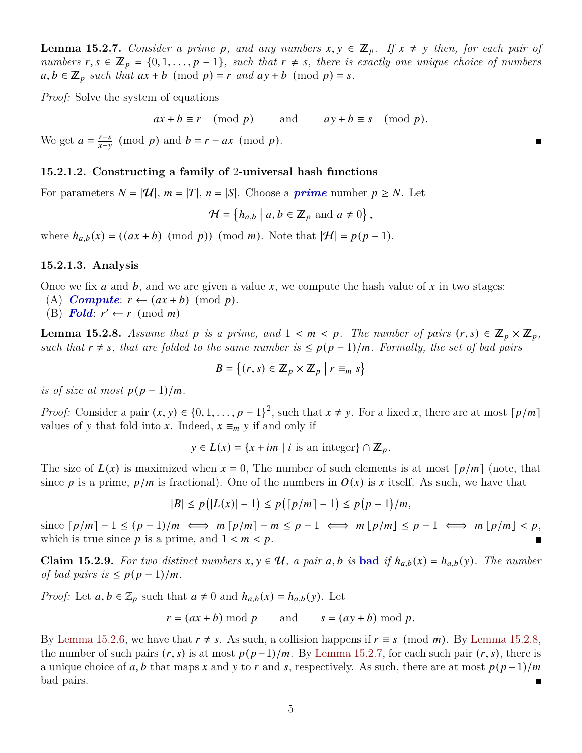**Lemma 15.2.7.** *Consider a prime $p$, and any numbers $x, y \in \mathbb{Z}_p$. If $x \neq y$ then, for each pair of numbers $r, s \in \mathbb{Z}_p = \{0, 1, \ldots, p-1\}$, such that $r \neq s$, there is exactly one unique choice of numbers $a, b \in \mathbb{Z}_p$ such that $ax + b \pmod p = r$ and $ay + b \pmod p = s$.*

*Proof:* Solve the system of equations

$$ax + b \equiv r \pmod p \qquad \text{and} \qquad ay + b \equiv s \pmod p.$$

We get $a = \frac{r-s}{x-y} \pmod p$ and $b = r - ax \pmod p$. ■

#### 15.2.1.2. Constructing a family of 2-universal hash functions

For parameters $N = |\mathcal{U}|$, $m = |T|$, $n = |S|$. Choose a ***prime*** number $p \geq N$. Let

$$\mathcal{H} = \left\{ h_{a,b} \mid a, b \in \mathbb{Z}_p \text{ and } a \neq 0 \right\},$$

where $h_{a,b}(x) = ((ax + b) \pmod p) \pmod m$. Note that $|\mathcal{H}| = p(p-1)$.

#### 15.2.1.3. Analysis

Once we fix $a$ and $b$, and we are given a value $x$, we compute the hash value of $x$ in two stages:
(A) ***Compute***: $r \leftarrow (ax + b) \pmod p$.
(B) ***Fold***: $r' \leftarrow r \pmod m$

**Lemma 15.2.8.** *Assume that $p$ is a prime, and $1 < m < p$. The number of pairs $(r, s) \in \mathbb{Z}_p \times \mathbb{Z}_p$, such that $r \neq s$, that are folded to the same number is $\leq p(p-1)/m$. Formally, the set of bad pairs*

$$B = \left\{ (r, s) \in \mathbb{Z}_p \times \mathbb{Z}_p \mid r \equiv_m s \right\}$$

*is of size at most $p(p-1)/m$.*

*Proof:* Consider a pair $(x, y) \in \{0, 1, \ldots, p-1\}^2$, such that $x \neq y$. For a fixed $x$, there are at most $\lceil p/m \rceil$ values of $y$ that fold into $x$. Indeed, $x \equiv_m y$ if and only if

$$y \in L(x) = \{x + im \mid i \text{ is an integer}\} \cap \mathbb{Z}_p.$$

The size of $L(x)$ is maximized when $x = 0$, The number of such elements is at most $\lceil p/m \rceil$ (note, that since $p$ is a prime, $p/m$ is fractional). One of the numbers in $O(x)$ is $x$ itself. As such, we have that

$$|B| \leq p\big(|L(x)| - 1\big) \leq p\big(\lceil p/m \rceil - 1\big) \leq p\big(p-1\big)/m,$$

since $\lceil p/m \rceil - 1 \leq (p-1)/m \iff m \lceil p/m \rceil - m \leq p - 1 \iff m \lfloor p/m \rfloor \leq p - 1 \iff m \lfloor p/m \rfloor < p$, which is true since $p$ is a prime, and $1 < m < p$. ■

**Claim 15.2.9.** *For two distinct numbers $x, y \in \mathcal{U}$, a pair $a, b$ is* **bad** *if $h_{a,b}(x) = h_{a,b}(y)$. The number of bad pairs is $\leq p(p-1)/m$.*

*Proof:* Let $a, b \in \mathbb{Z}_p$ such that $a \neq 0$ and $h_{a,b}(x) = h_{a,b}(y)$. Let

$$r = (ax + b) \bmod p \qquad \text{and} \qquad s = (ay + b) \bmod p.$$

By Lemma 15.2.6, we have that $r \neq s$. As such, a collision happens if $r \equiv s \pmod m$. By Lemma 15.2.8, the number of such pairs $(r, s)$ is at most $p(p-1)/m$. By Lemma 15.2.7, for each such pair $(r, s)$, there is a unique choice of $a, b$ that maps $x$ and $y$ to $r$ and $s$, respectively. As such, there are at most $p(p-1)/m$ bad pairs. ■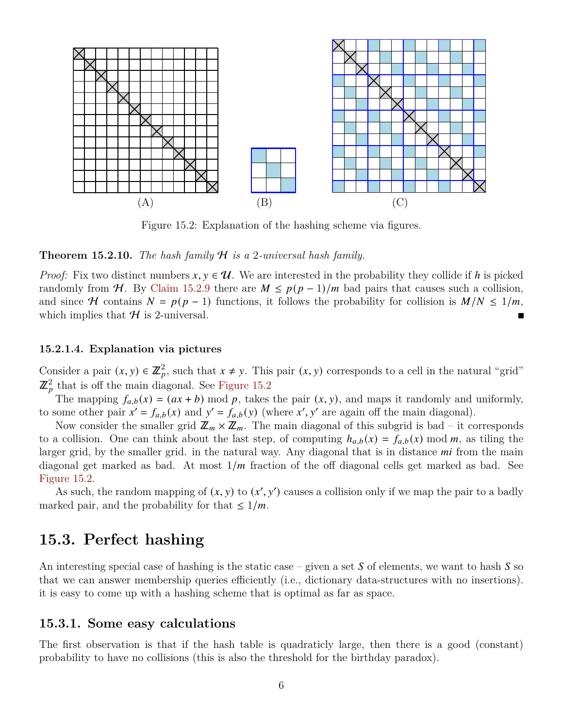(A) (B) (C)

Figure 15.2: Explanation of the hashing scheme via figures.

**Theorem 15.2.10.** *The hash family $\mathcal{H}$ is a 2-universal hash family.*

*Proof:* Fix two distinct numbers $x, y \in \mathcal{U}$. We are interested in the probability they collide if $h$ is picked randomly from $\mathcal{H}$. By Claim 15.2.9 there are $M \leq p(p-1)/m$ bad pairs that causes such a collision, and since $\mathcal{H}$ contains $N = p(p-1)$ functions, it follows the probability for collision is $M/N \leq 1/m$, which implies that $\mathcal{H}$ is 2-universal. ∎

#### 15.2.1.4. Explanation via pictures

Consider a pair $(x, y) \in \mathbb{Z}_p^2$, such that $x \neq y$. This pair $(x, y)$ corresponds to a cell in the natural "grid" $\mathbb{Z}_p^2$ that is off the main diagonal. See Figure 15.2

The mapping $f_{a,b}(x) = (ax + b) \bmod p$, takes the pair $(x, y)$, and maps it randomly and uniformly, to some other pair $x' = f_{a,b}(x)$ and $y' = f_{a,b}(y)$ (where $x', y'$ are again off the main diagonal).

Now consider the smaller grid $\mathbb{Z}_m \times \mathbb{Z}_m$. The main diagonal of this subgrid is bad – it corresponds to a collision. One can think about the last step, of computing $h_{a,b}(x) = f_{a,b}(x) \bmod m$, as tiling the larger grid, by the smaller grid. in the natural way. Any diagonal that is in distance $mi$ from the main diagonal get marked as bad. At most $1/m$ fraction of the off diagonal cells get marked as bad. See Figure 15.2.

As such, the random mapping of $(x, y)$ to $(x', y')$ causes a collision only if we map the pair to a badly marked pair, and the probability for that $\leq 1/m$.

## 15.3. Perfect hashing

An interesting special case of hashing is the static case – given a set $S$ of elements, we want to hash $S$ so that we can answer membership queries efficiently (i.e., dictionary data-structures with no insertions). it is easy to come up with a hashing scheme that is optimal as far as space.

### 15.3.1. Some easy calculations

The first observation is that if the hash table is quadraticly large, then there is a good (constant) probability to have no collisions (this is also the threshold for the birthday paradox).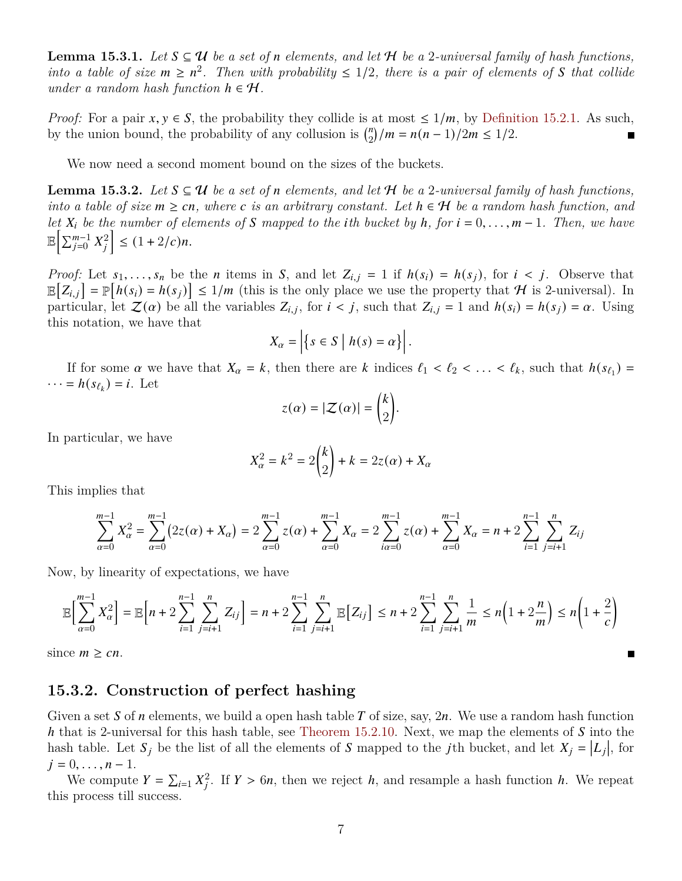**Lemma 15.3.1.** *Let $S \subseteq \mathcal{U}$ be a set of $n$ elements, and let $\mathcal{H}$ be a 2-universal family of hash functions, into a table of size $m \geq n^2$. Then with probability $\leq 1/2$, there is a pair of elements of $S$ that collide under a random hash function $h \in \mathcal{H}$.*

*Proof:* For a pair $x, y \in S$, the probability they collide is at most $\leq 1/m$, by Definition 15.2.1. As such, by the union bound, the probability of any collision is $\binom{n}{2}/m = n(n-1)/2m \leq 1/2$. ∎

We now need a second moment bound on the sizes of the buckets.

**Lemma 15.3.2.** *Let $S \subseteq \mathcal{U}$ be a set of $n$ elements, and let $\mathcal{H}$ be a 2-universal family of hash functions, into a table of size $m \geq cn$, where $c$ is an arbitrary constant. Let $h \in \mathcal{H}$ be a random hash function, and let $X_i$ be the number of elements of $S$ mapped to the $i$th bucket by $h$, for $i = 0, \ldots, m-1$. Then, we have $\mathbb{E}\Big[\sum_{j=0}^{m-1} X_j^2\Big] \leq (1 + 2/c)n$.*

*Proof:* Let $s_1, \ldots, s_n$ be the $n$ items in $S$, and let $Z_{i,j} = 1$ if $h(s_i) = h(s_j)$, for $i < j$. Observe that $\mathbb{E}\big[Z_{i,j}\big] = \mathbb{P}\big[h(s_i) = h(s_j)\big] \leq 1/m$ (this is the only place we use the property that $\mathcal{H}$ is 2-universal). In particular, let $\mathcal{Z}(\alpha)$ be all the variables $Z_{i,j}$, for $i < j$, such that $Z_{i,j} = 1$ and $h(s_i) = h(s_j) = \alpha$. Using this notation, we have that

$$X_\alpha = \Big|\big\{ s \in S \;\big|\; h(s) = \alpha \big\}\Big|.$$

If for some $\alpha$ we have that $X_\alpha = k$, then there are $k$ indices $\ell_1 < \ell_2 < \ldots < \ell_k$, such that $h(s_{\ell_1}) = \cdots = h(s_{\ell_k}) = i$. Let

$$z(\alpha) = |\mathcal{Z}(\alpha)| = \binom{k}{2}.$$

In particular, we have

$$X_\alpha^2 = k^2 = 2\binom{k}{2} + k = 2z(\alpha) + X_\alpha$$

This implies that

$$\sum_{\alpha=0}^{m-1} X_\alpha^2 = \sum_{\alpha=0}^{m-1} \big(2z(\alpha) + X_\alpha\big) = 2\sum_{\alpha=0}^{m-1} z(\alpha) + \sum_{\alpha=0}^{m-1} X_\alpha = 2\sum_{i\alpha=0}^{m-1} z(\alpha) + \sum_{\alpha=0}^{m-1} X_\alpha = n + 2\sum_{i=1}^{n-1}\sum_{j=i+1}^{n} Z_{ij}$$

Now, by linearity of expectations, we have

$$\mathbb{E}\Big[\sum_{\alpha=0}^{m-1} X_\alpha^2\Big] = \mathbb{E}\Big[n + 2\sum_{i=1}^{n-1}\sum_{j=i+1}^{n} Z_{ij}\Big] = n + 2\sum_{i=1}^{n-1}\sum_{j=i+1}^{n} \mathbb{E}\big[Z_{ij}\big] \leq n + 2\sum_{i=1}^{n-1}\sum_{j=i+1}^{n} \frac{1}{m} \leq n\Big(1 + 2\frac{n}{m}\Big) \leq n\Big(1 + \frac{2}{c}\Big)$$

since $m \geq cn$. ∎

### 15.3.2. Construction of perfect hashing

Given a set $S$ of $n$ elements, we build a open hash table $T$ of size, say, $2n$. We use a random hash function $h$ that is 2-universal for this hash table, see Theorem 15.2.10. Next, we map the elements of $S$ into the hash table. Let $S_j$ be the list of all the elements of $S$ mapped to the $j$th bucket, and let $X_j = |L_j|$, for $j = 0, \ldots, n-1$.

We compute $Y = \sum_{i=1} X_j^2$. If $Y > 6n$, then we reject $h$, and resample a hash function $h$. We repeat this process till success.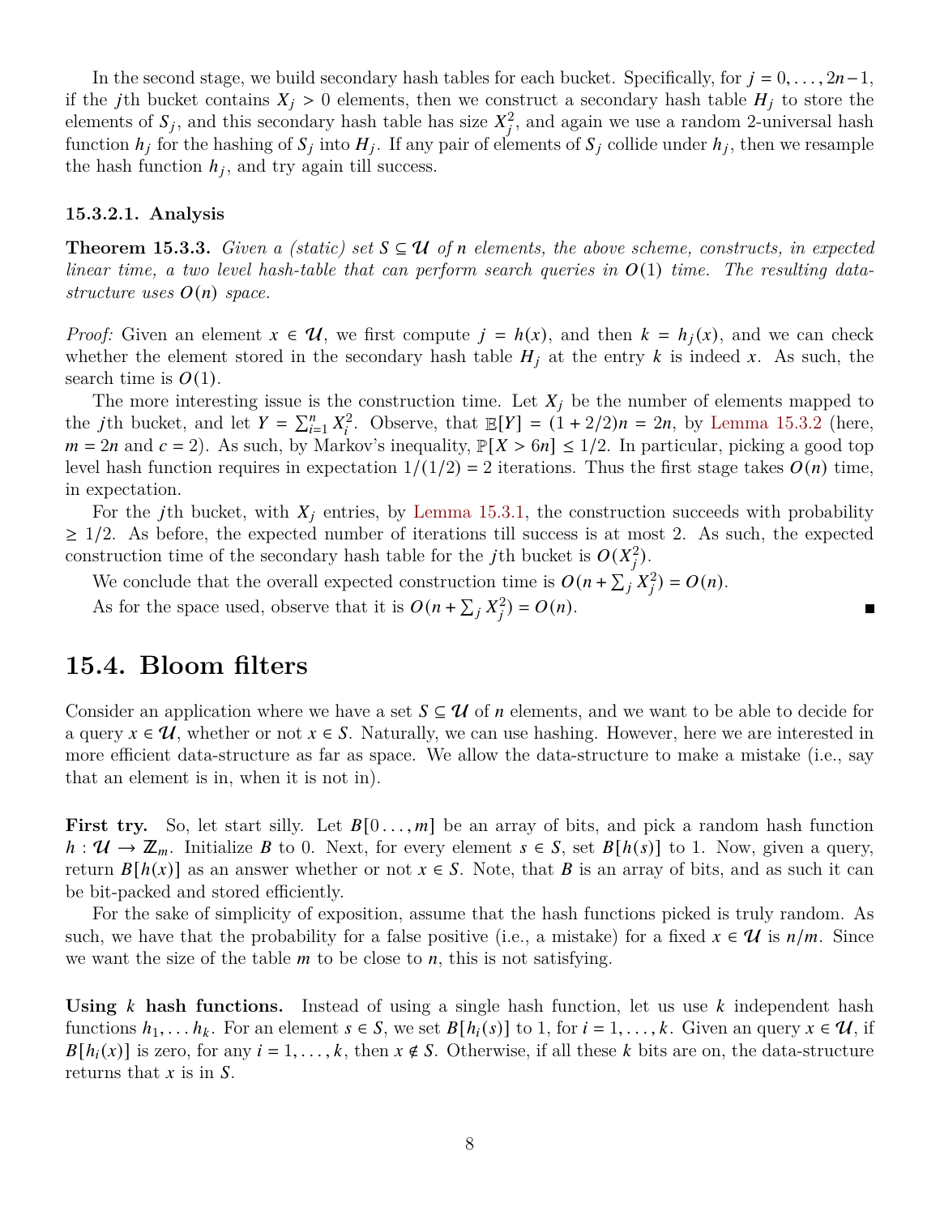In the second stage, we build secondary hash tables for each bucket. Specifically, for $j = 0, \ldots, 2n-1$, if the $j$th bucket contains $X_j > 0$ elements, then we construct a secondary hash table $H_j$ to store the elements of $S_j$, and this secondary hash table has size $X_j^2$, and again we use a random 2-universal hash function $h_j$ for the hashing of $S_j$ into $H_j$. If any pair of elements of $S_j$ collide under $h_j$, then we resample the hash function $h_j$, and try again till success.

#### 15.3.2.1. Analysis

**Theorem 15.3.3.** *Given a (static) set $S \subseteq \mathcal{U}$ of $n$ elements, the above scheme, constructs, in expected linear time, a two level hash-table that can perform search queries in $O(1)$ time. The resulting data-structure uses $O(n)$ space.*

*Proof:* Given an element $x \in \mathcal{U}$, we first compute $j = h(x)$, and then $k = h_j(x)$, and we can check whether the element stored in the secondary hash table $H_j$ at the entry $k$ is indeed $x$. As such, the search time is $O(1)$.

The more interesting issue is the construction time. Let $X_j$ be the number of elements mapped to the $j$th bucket, and let $Y = \sum_{i=1}^{n} X_i^2$. Observe, that $\mathbb{E}[Y] = (1 + 2/2)n = 2n$, by Lemma 15.3.2 (here, $m = 2n$ and $c = 2$). As such, by Markov's inequality, $\mathbb{P}[X > 6n] \leq 1/2$. In particular, picking a good top level hash function requires in expectation $1/(1/2) = 2$ iterations. Thus the first stage takes $O(n)$ time, in expectation.

For the $j$th bucket, with $X_j$ entries, by Lemma 15.3.1, the construction succeeds with probability $\geq 1/2$. As before, the expected number of iterations till success is at most 2. As such, the expected construction time of the secondary hash table for the $j$th bucket is $O(X_j^2)$.

We conclude that the overall expected construction time is $O(n + \sum_j X_j^2) = O(n)$.

As for the space used, observe that it is $O(n + \sum_j X_j^2) = O(n)$. ∎

## 15.4. Bloom filters

Consider an application where we have a set $S \subseteq \mathcal{U}$ of $n$ elements, and we want to be able to decide for a query $x \in \mathcal{U}$, whether or not $x \in S$. Naturally, we can use hashing. However, here we are interested in more efficient data-structure as far as space. We allow the data-structure to make a mistake (i.e., say that an element is in, when it is not in).

**First try.** So, let start silly. Let $B[0 \ldots, m]$ be an array of bits, and pick a random hash function $h : \mathcal{U} \to \mathbb{Z}_m$. Initialize $B$ to 0. Next, for every element $s \in S$, set $B[h(s)]$ to 1. Now, given a query, return $B[h(x)]$ as an answer whether or not $x \in S$. Note, that $B$ is an array of bits, and as such it can be bit-packed and stored efficiently.

For the sake of simplicity of exposition, assume that the hash functions picked is truly random. As such, we have that the probability for a false positive (i.e., a mistake) for a fixed $x \in \mathcal{U}$ is $n/m$. Since we want the size of the table $m$ to be close to $n$, this is not satisfying.

**Using $k$ hash functions.** Instead of using a single hash function, let us use $k$ independent hash functions $h_1, \ldots h_k$. For an element $s \in S$, we set $B[h_i(s)]$ to 1, for $i = 1, \ldots, k$. Given an query $x \in \mathcal{U}$, if $B[h_i(x)]$ is zero, for any $i = 1, \ldots, k$, then $x \notin S$. Otherwise, if all these $k$ bits are on, the data-structure returns that $x$ is in $S$.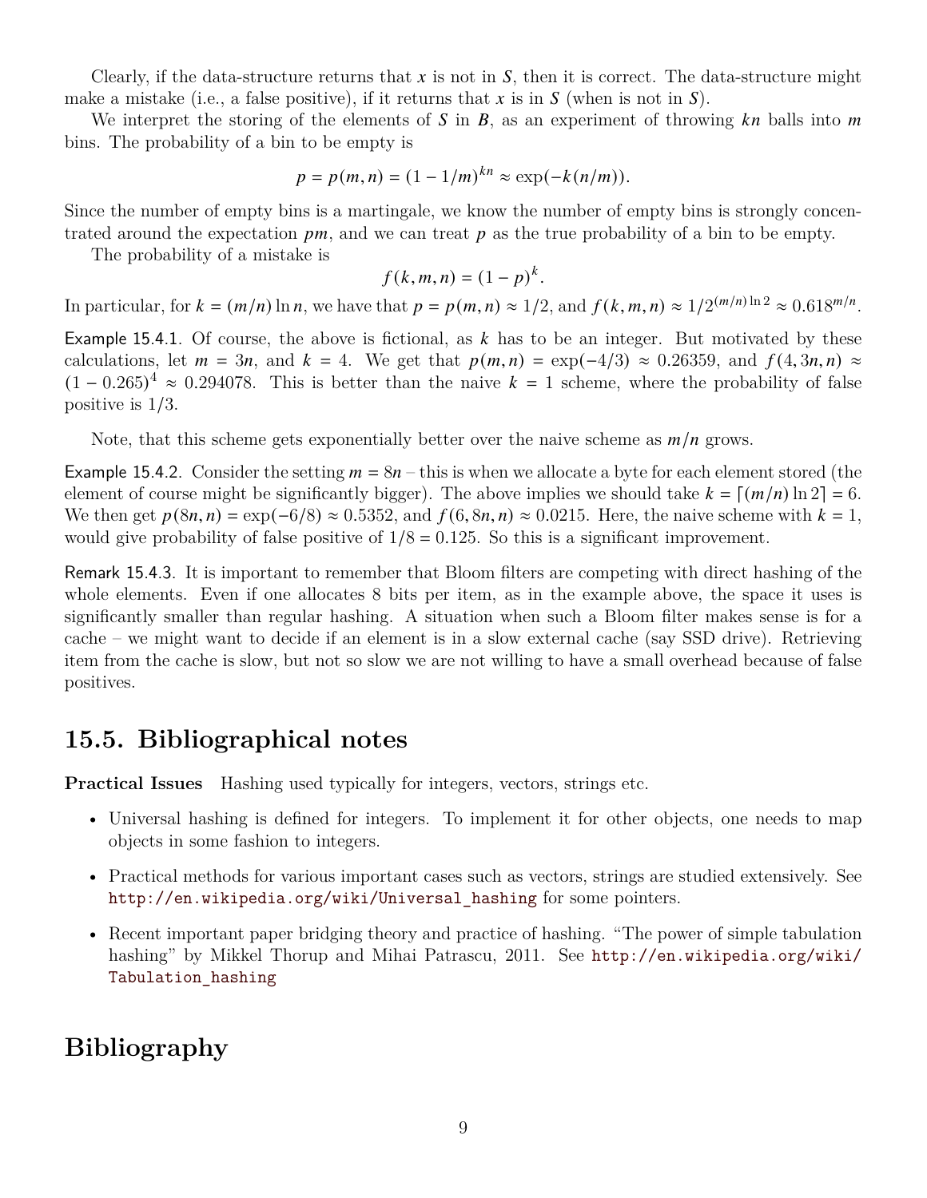Clearly, if the data-structure returns that $x$ is not in $S$, then it is correct. The data-structure might make a mistake (i.e., a false positive), if it returns that $x$ is in $S$ (when is not in $S$).

We interpret the storing of the elements of $S$ in $B$, as an experiment of throwing $kn$ balls into $m$ bins. The probability of a bin to be empty is

$$p = p(m, n) = (1 - 1/m)^{kn} \approx \exp(-k(n/m)).$$

Since the number of empty bins is a martingale, we know the number of empty bins is strongly concentrated around the expectation $pm$, and we can treat $p$ as the true probability of a bin to be empty.

The probability of a mistake is

$$f(k, m, n) = (1 - p)^k.$$

In particular, for $k = (m/n) \ln n$, we have that $p = p(m, n) \approx 1/2$, and $f(k, m, n) \approx 1/2^{(m/n)\ln 2} \approx 0.618^{m/n}$.

Example 15.4.1. Of course, the above is fictional, as $k$ has to be an integer. But motivated by these calculations, let $m = 3n$, and $k = 4$. We get that $p(m, n) = \exp(-4/3) \approx 0.26359$, and $f(4, 3n, n) \approx (1 - 0.265)^4 \approx 0.294078$. This is better than the naive $k = 1$ scheme, where the probability of false positive is $1/3$.

Note, that this scheme gets exponentially better over the naive scheme as $m/n$ grows.

Example 15.4.2. Consider the setting $m = 8n$ – this is when we allocate a byte for each element stored (the element of course might be significantly bigger). The above implies we should take $k = \lceil (m/n) \ln 2 \rceil = 6$. We then get $p(8n, n) = \exp(-6/8) \approx 0.5352$, and $f(6, 8n, n) \approx 0.0215$. Here, the naive scheme with $k = 1$, would give probability of false positive of $1/8 = 0.125$. So this is a significant improvement.

Remark 15.4.3. It is important to remember that Bloom filters are competing with direct hashing of the whole elements. Even if one allocates 8 bits per item, as in the example above, the space it uses is significantly smaller than regular hashing. A situation when such a Bloom filter makes sense is for a cache – we might want to decide if an element is in a slow external cache (say SSD drive). Retrieving item from the cache is slow, but not so slow we are not willing to have a small overhead because of false positives.

## 15.5. Bibliographical notes

**Practical Issues** Hashing used typically for integers, vectors, strings etc.

- Universal hashing is defined for integers. To implement it for other objects, one needs to map objects in some fashion to integers.
- Practical methods for various important cases such as vectors, strings are studied extensively. See http://en.wikipedia.org/wiki/Universal_hashing for some pointers.
- Recent important paper bridging theory and practice of hashing. "The power of simple tabulation hashing" by Mikkel Thorup and Mihai Patrascu, 2011. See http://en.wikipedia.org/wiki/Tabulation_hashing

# Bibliography